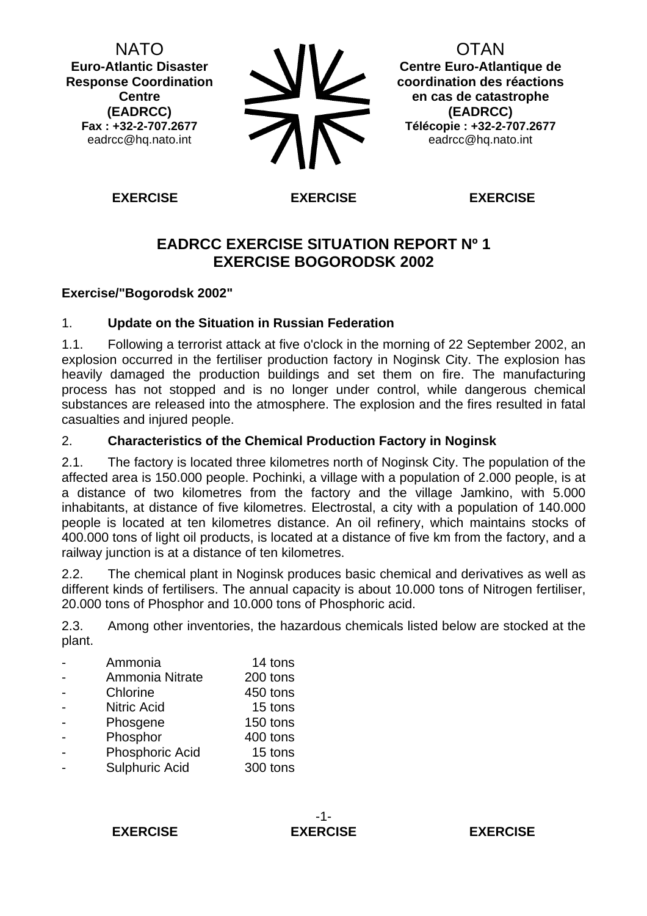NATO
**Euro-Atlantic Disaster Response Coordination Centre (EADRCC)**
**Fax : +32-2-707.2677**
eadrcc@hq.nato.int

OTAN
**Centre Euro-Atlantique de coordination des réactions en cas de catastrophe (EADRCC)**
**Télécopie : +32-2-707.2677**
eadrcc@hq.nato.int

**EXERCISE EXERCISE EXERCISE**

# EADRCC EXERCISE SITUATION REPORT Nº 1
# EXERCISE BOGORODSK 2002

**Exercise/"Bogorodsk 2002"**

## 1. Update on the Situation in Russian Federation

1.1. Following a terrorist attack at five o'clock in the morning of 22 September 2002, an explosion occurred in the fertiliser production factory in Noginsk City. The explosion has heavily damaged the production buildings and set them on fire. The manufacturing process has not stopped and is no longer under control, while dangerous chemical substances are released into the atmosphere. The explosion and the fires resulted in fatal casualties and injured people.

## 2. Characteristics of the Chemical Production Factory in Noginsk

2.1. The factory is located three kilometres north of Noginsk City. The population of the affected area is 150.000 people. Pochinki, a village with a population of 2.000 people, is at a distance of two kilometres from the factory and the village Jamkino, with 5.000 inhabitants, at distance of five kilometres. Electrostal, a city with a population of 140.000 people is located at ten kilometres distance. An oil refinery, which maintains stocks of 400.000 tons of light oil products, is located at a distance of five km from the factory, and a railway junction is at a distance of ten kilometres.

2.2. The chemical plant in Noginsk produces basic chemical and derivatives as well as different kinds of fertilisers. The annual capacity is about 10.000 tons of Nitrogen fertiliser, 20.000 tons of Phosphor and 10.000 tons of Phosphoric acid.

2.3. Among other inventories, the hazardous chemicals listed below are stocked at the plant.

- Ammonia 14 tons
- Ammonia Nitrate 200 tons
- Chlorine 450 tons
- Nitric Acid 15 tons
- Phosgene 150 tons
- Phosphor 400 tons
- Phosphoric Acid 15 tons
- Sulphuric Acid 300 tons

**EXERCISE EXERCISE EXERCISE**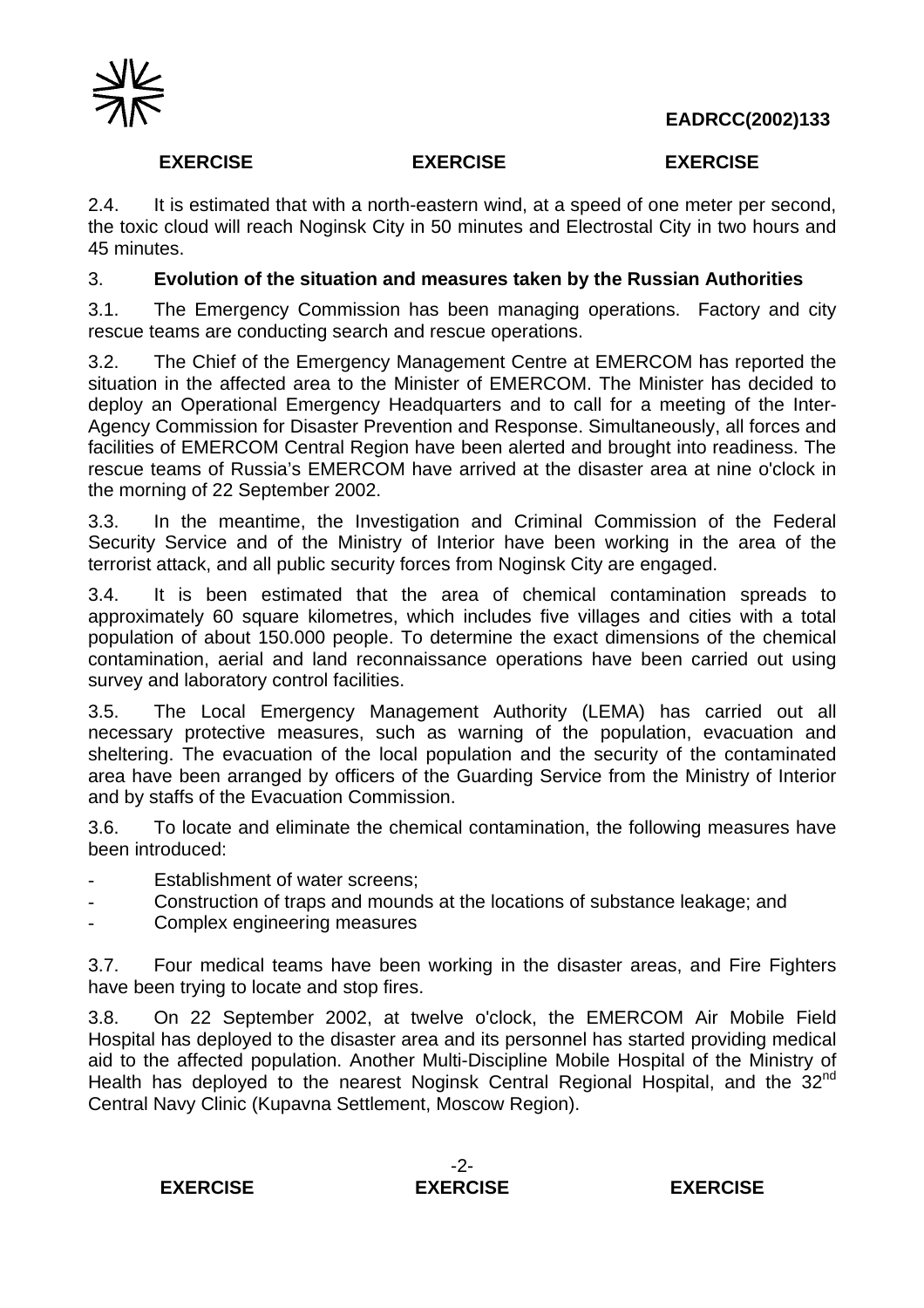2.4. It is estimated that with a north-eastern wind, at a speed of one meter per second, the toxic cloud will reach Noginsk City in 50 minutes and Electrostal City in two hours and 45 minutes.

### 3. Evolution of the situation and measures taken by the Russian Authorities

3.1. The Emergency Commission has been managing operations. Factory and city rescue teams are conducting search and rescue operations.

3.2. The Chief of the Emergency Management Centre at EMERCOM has reported the situation in the affected area to the Minister of EMERCOM. The Minister has decided to deploy an Operational Emergency Headquarters and to call for a meeting of the Inter-Agency Commission for Disaster Prevention and Response. Simultaneously, all forces and facilities of EMERCOM Central Region have been alerted and brought into readiness. The rescue teams of Russia's EMERCOM have arrived at the disaster area at nine o'clock in the morning of 22 September 2002.

3.3. In the meantime, the Investigation and Criminal Commission of the Federal Security Service and of the Ministry of Interior have been working in the area of the terrorist attack, and all public security forces from Noginsk City are engaged.

3.4. It is been estimated that the area of chemical contamination spreads to approximately 60 square kilometres, which includes five villages and cities with a total population of about 150.000 people. To determine the exact dimensions of the chemical contamination, aerial and land reconnaissance operations have been carried out using survey and laboratory control facilities.

3.5. The Local Emergency Management Authority (LEMA) has carried out all necessary protective measures, such as warning of the population, evacuation and sheltering. The evacuation of the local population and the security of the contaminated area have been arranged by officers of the Guarding Service from the Ministry of Interior and by staffs of the Evacuation Commission.

3.6. To locate and eliminate the chemical contamination, the following measures have been introduced:

- Establishment of water screens;
- Construction of traps and mounds at the locations of substance leakage; and
- Complex engineering measures

3.7. Four medical teams have been working in the disaster areas, and Fire Fighters have been trying to locate and stop fires.

3.8. On 22 September 2002, at twelve o'clock, the EMERCOM Air Mobile Field Hospital has deployed to the disaster area and its personnel has started providing medical aid to the affected population. Another Multi-Discipline Mobile Hospital of the Ministry of Health has deployed to the nearest Noginsk Central Regional Hospital, and the 32nd Central Navy Clinic (Kupavna Settlement, Moscow Region).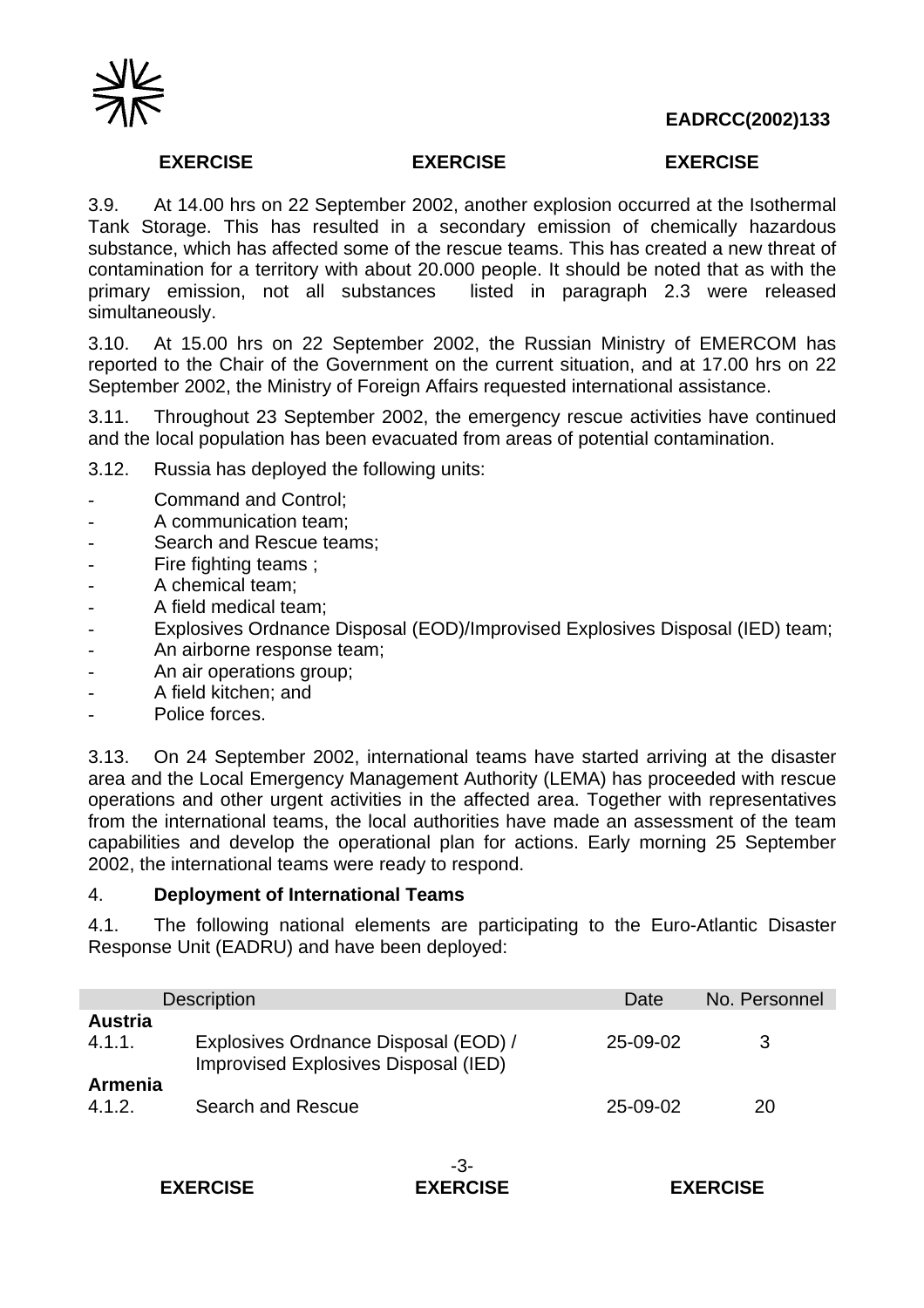3.9. At 14.00 hrs on 22 September 2002, another explosion occurred at the Isothermal Tank Storage. This has resulted in a secondary emission of chemically hazardous substance, which has affected some of the rescue teams. This has created a new threat of contamination for a territory with about 20.000 people. It should be noted that as with the primary emission, not all substances listed in paragraph 2.3 were released simultaneously.

3.10. At 15.00 hrs on 22 September 2002, the Russian Ministry of EMERCOM has reported to the Chair of the Government on the current situation, and at 17.00 hrs on 22 September 2002, the Ministry of Foreign Affairs requested international assistance.

3.11. Throughout 23 September 2002, the emergency rescue activities have continued and the local population has been evacuated from areas of potential contamination.

3.12. Russia has deployed the following units:

- Command and Control;
- A communication team;
- Search and Rescue teams;
- Fire fighting teams ;
- A chemical team;
- A field medical team;
- Explosives Ordnance Disposal (EOD)/Improvised Explosives Disposal (IED) team;
- An airborne response team;
- An air operations group;
- A field kitchen; and
- Police forces.

3.13. On 24 September 2002, international teams have started arriving at the disaster area and the Local Emergency Management Authority (LEMA) has proceeded with rescue operations and other urgent activities in the affected area. Together with representatives from the international teams, the local authorities have made an assessment of the team capabilities and develop the operational plan for actions. Early morning 25 September 2002, the international teams were ready to respond.

4. **Deployment of International Teams**

4.1. The following national elements are participating to the Euro-Atlantic Disaster Response Unit (EADRU) and have been deployed:

| | Description | Date | No. Personnel |
|---|---|---|---|
| **Austria** | | | |
| 4.1.1. | Explosives Ordnance Disposal (EOD) / Improvised Explosives Disposal (IED) | 25-09-02 | 3 |
| **Armenia** | | | |
| 4.1.2. | Search and Rescue | 25-09-02 | 20 |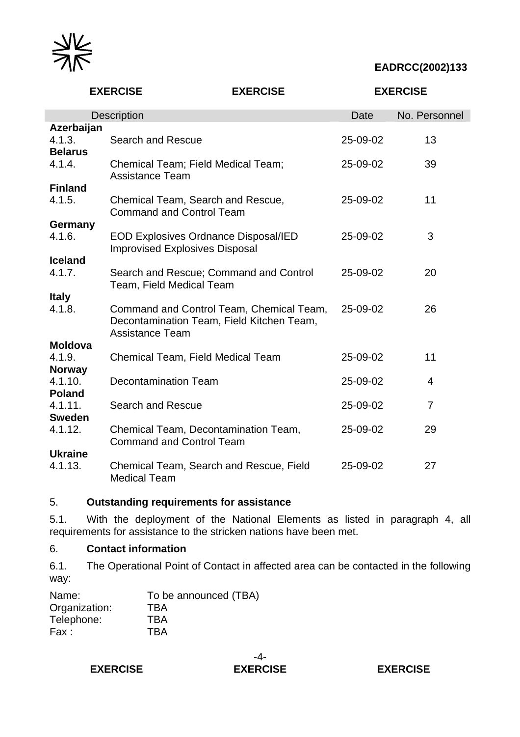| Description | | Date | No. Personnel |
|---|---|---|---|
| **Azerbaijan** | | | |
| 4.1.3. | Search and Rescue | 25-09-02 | 13 |
| **Belarus** | | | |
| 4.1.4. | Chemical Team; Field Medical Team; Assistance Team | 25-09-02 | 39 |
| **Finland** | | | |
| 4.1.5. | Chemical Team, Search and Rescue, Command and Control Team | 25-09-02 | 11 |
| **Germany** | | | |
| 4.1.6. | EOD Explosives Ordnance Disposal/IED Improvised Explosives Disposal | 25-09-02 | 3 |
| **Iceland** | | | |
| 4.1.7. | Search and Rescue; Command and Control Team, Field Medical Team | 25-09-02 | 20 |
| **Italy** | | | |
| 4.1.8. | Command and Control Team, Chemical Team, Decontamination Team, Field Kitchen Team, Assistance Team | 25-09-02 | 26 |
| **Moldova** | | | |
| 4.1.9. | Chemical Team, Field Medical Team | 25-09-02 | 11 |
| **Norway** | | | |
| 4.1.10. | Decontamination Team | 25-09-02 | 4 |
| **Poland** | | | |
| 4.1.11. | Search and Rescue | 25-09-02 | 7 |
| **Sweden** | | | |
| 4.1.12. | Chemical Team, Decontamination Team, Command and Control Team | 25-09-02 | 29 |
| **Ukraine** | | | |
| 4.1.13. | Chemical Team, Search and Rescue, Field Medical Team | 25-09-02 | 27 |

5. **Outstanding requirements for assistance**

5.1. With the deployment of the National Elements as listed in paragraph 4, all requirements for assistance to the stricken nations have been met.

6. **Contact information**

6.1. The Operational Point of Contact in affected area can be contacted in the following way:

Name: To be announced (TBA)
Organization: TBA
Telephone: TBA
Fax : TBA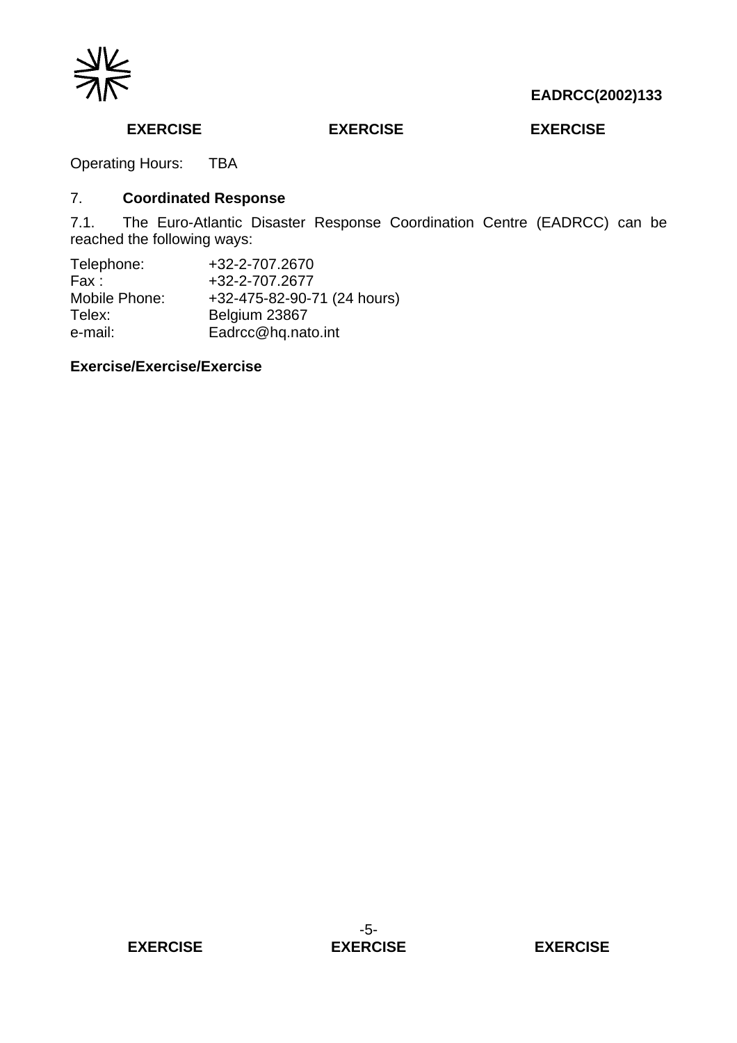Operating Hours: TBA

## 7. **Coordinated Response**

7.1. The Euro-Atlantic Disaster Response Coordination Centre (EADRCC) can be reached the following ways:

| | |
|---|---|
| Telephone: | +32-2-707.2670 |
| Fax : | +32-2-707.2677 |
| Mobile Phone: | +32-475-82-90-71 (24 hours) |
| Telex: | Belgium 23867 |
| e-mail: | Eadrcc@hq.nato.int |

**Exercise/Exercise/Exercise**